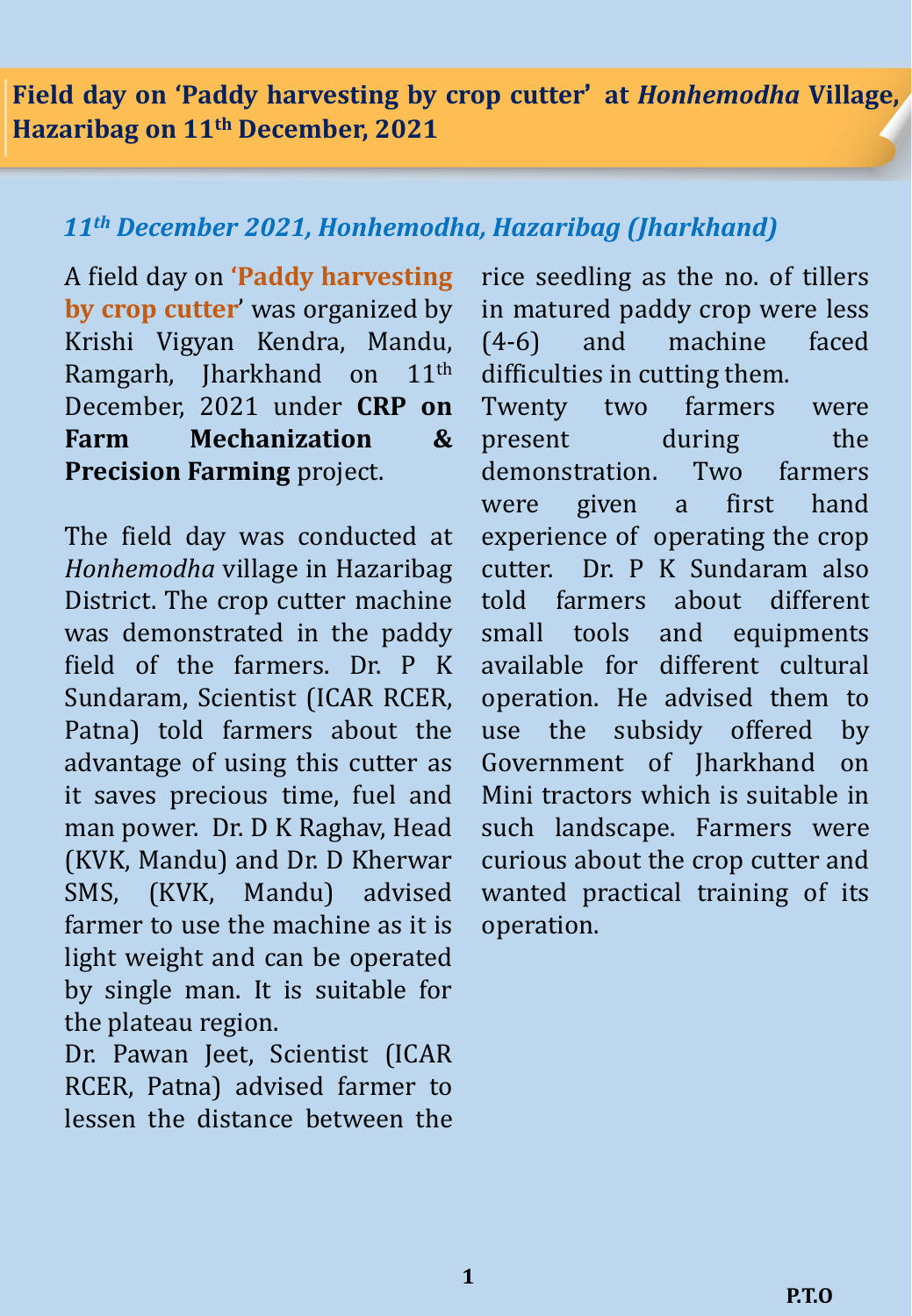# Field day on 'Paddy harvesting by crop cutter' at *Honhemodha* Village, Hazaribag on 11th December, 2021

### *11th December 2021, Honhemodha, Hazaribag (Jharkhand)*

A field day on **'Paddy harvesting by crop cutter'** was organized by Krishi Vigyan Kendra, Mandu, Ramgarh, Jharkhand on 11th December, 2021 under **CRP on Farm Mechanization & Precision Farming** project.

The field day was conducted at *Honhemodha* village in Hazaribag District. The crop cutter machine was demonstrated in the paddy field of the farmers. Dr. P K Sundaram, Scientist (ICAR RCER, Patna) told farmers about the advantage of using this cutter as it saves precious time, fuel and man power. Dr. D K Raghav, Head (KVK, Mandu) and Dr. D Kherwar SMS, (KVK, Mandu) advised farmer to use the machine as it is light weight and can be operated by single man. It is suitable for the plateau region.

Dr. Pawan Jeet, Scientist (ICAR RCER, Patna) advised farmer to lessen the distance between the rice seedling as the no. of tillers in matured paddy crop were less (4-6) and machine faced difficulties in cutting them.

Twenty two farmers were present during the demonstration. Two farmers were given a first hand experience of operating the crop cutter. Dr. P K Sundaram also told farmers about different small tools and equipments available for different cultural operation. He advised them to use the subsidy offered by Government of Jharkhand on Mini tractors which is suitable in such landscape. Farmers were curious about the crop cutter and wanted practical training of its operation.

P.T.O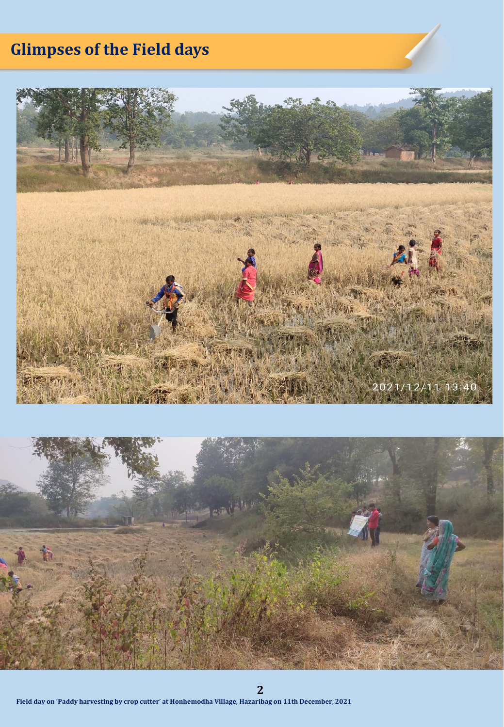# Glimpses of the Field days

Field day on 'Paddy harvesting by crop cutter' at Honhemodha Village, Hazaribag on 11th December, 2021